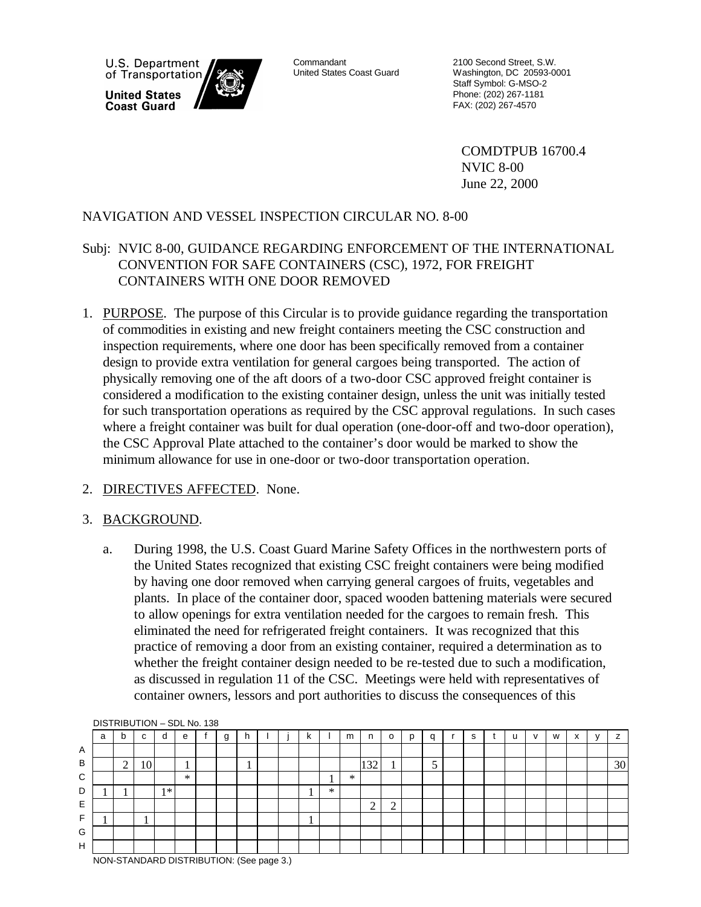U.S. Department of Transportation

**United States Coast Guard**

Commandant
United States Coast Guard

2100 Second Street, S.W.
Washington, DC 20593-0001
Staff Symbol: G-MSO-2
Phone: (202) 267-1181
FAX: (202) 267-4570

COMDTPUB 16700.4
NVIC 8-00
June 22, 2000

# NAVIGATION AND VESSEL INSPECTION CIRCULAR NO. 8-00

Subj: NVIC 8-00, GUIDANCE REGARDING ENFORCEMENT OF THE INTERNATIONAL CONVENTION FOR SAFE CONTAINERS (CSC), 1972, FOR FREIGHT CONTAINERS WITH ONE DOOR REMOVED

1. PURPOSE. The purpose of this Circular is to provide guidance regarding the transportation of commodities in existing and new freight containers meeting the CSC construction and inspection requirements, where one door has been specifically removed from a container design to provide extra ventilation for general cargoes being transported. The action of physically removing one of the aft doors of a two-door CSC approved freight container is considered a modification to the existing container design, unless the unit was initially tested for such transportation operations as required by the CSC approval regulations. In such cases where a freight container was built for dual operation (one-door-off and two-door operation), the CSC Approval Plate attached to the container's door would be marked to show the minimum allowance for use in one-door or two-door transportation operation.

2. DIRECTIVES AFFECTED. None.

3. BACKGROUND.

   a. During 1998, the U.S. Coast Guard Marine Safety Offices in the northwestern ports of the United States recognized that existing CSC freight containers were being modified by having one door removed when carrying general cargoes of fruits, vegetables and plants. In place of the container door, spaced wooden battening materials were secured to allow openings for extra ventilation needed for the cargoes to remain fresh. This eliminated the need for refrigerated freight containers. It was recognized that this practice of removing a door from an existing container, required a determination as to whether the freight container design needed to be re-tested due to such a modification, as discussed in regulation 11 of the CSC. Meetings were held with representatives of container owners, lessors and port authorities to discuss the consequences of this

DISTRIBUTION – SDL No. 138

| | a | b | c | d | e | f | g | h | i | j | k | l | m | n | o | p | q | r | s | t | u | v | w | x | y | z |
|---|---|---|---|---|---|---|---|---|---|---|---|---|---|---|---|---|---|---|---|---|---|---|---|---|---|---|
| A | | | | | | | | | | | | | | | | | | | | | | | | | | |
| B | | 2 | 10 | | 1 | | | 1 | | | | | | 132 | 1 | | 5 | | | | | | | | | 30 |
| C | | | | | * | | | | | | | 1 | * | | | | | | | | | | | | | |
| D | 1 | 1 | | 1* | | | | | | | 1 | * | | | | | | | | | | | | | | |
| E | | | | | | | | | | | | | | 2 | 2 | | | | | | | | | | | |
| F | 1 | | 1 | | | | | | | | 1 | | | | | | | | | | | | | | | |
| G | | | | | | | | | | | | | | | | | | | | | | | | | | |
| H | | | | | | | | | | | | | | | | | | | | | | | | | | |

NON-STANDARD DISTRIBUTION: (See page 3.)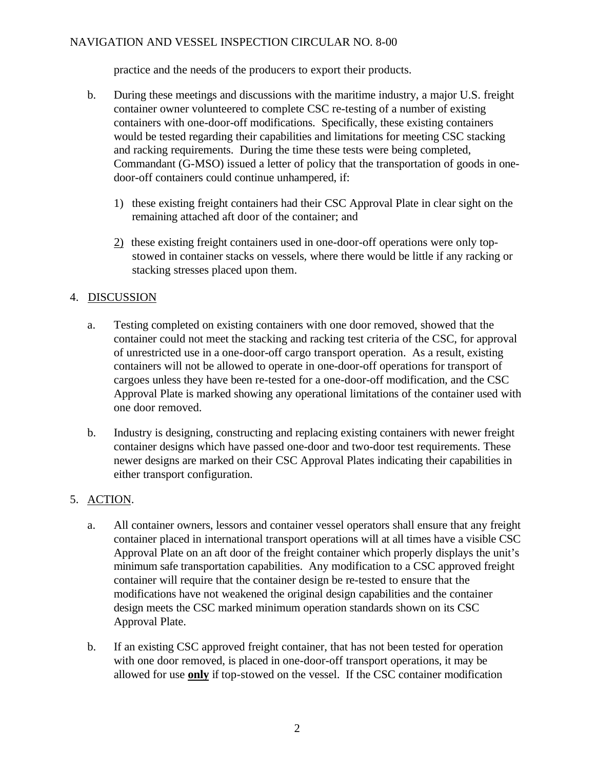practice and the needs of the producers to export their products.

b. During these meetings and discussions with the maritime industry, a major U.S. freight container owner volunteered to complete CSC re-testing of a number of existing containers with one-door-off modifications. Specifically, these existing containers would be tested regarding their capabilities and limitations for meeting CSC stacking and racking requirements. During the time these tests were being completed, Commandant (G-MSO) issued a letter of policy that the transportation of goods in one-door-off containers could continue unhampered, if:

   1) these existing freight containers had their CSC Approval Plate in clear sight on the remaining attached aft door of the container; and

   2) these existing freight containers used in one-door-off operations were only top-stowed in container stacks on vessels, where there would be little if any racking or stacking stresses placed upon them.

## 4. DISCUSSION

a. Testing completed on existing containers with one door removed, showed that the container could not meet the stacking and racking test criteria of the CSC, for approval of unrestricted use in a one-door-off cargo transport operation. As a result, existing containers will not be allowed to operate in one-door-off operations for transport of cargoes unless they have been re-tested for a one-door-off modification, and the CSC Approval Plate is marked showing any operational limitations of the container used with one door removed.

b. Industry is designing, constructing and replacing existing containers with newer freight container designs which have passed one-door and two-door test requirements. These newer designs are marked on their CSC Approval Plates indicating their capabilities in either transport configuration.

## 5. ACTION.

a. All container owners, lessors and container vessel operators shall ensure that any freight container placed in international transport operations will at all times have a visible CSC Approval Plate on an aft door of the freight container which properly displays the unit's minimum safe transportation capabilities. Any modification to a CSC approved freight container will require that the container design be re-tested to ensure that the modifications have not weakened the original design capabilities and the container design meets the CSC marked minimum operation standards shown on its CSC Approval Plate.

b. If an existing CSC approved freight container, that has not been tested for operation with one door removed, is placed in one-door-off transport operations, it may be allowed for use **only** if top-stowed on the vessel. If the CSC container modification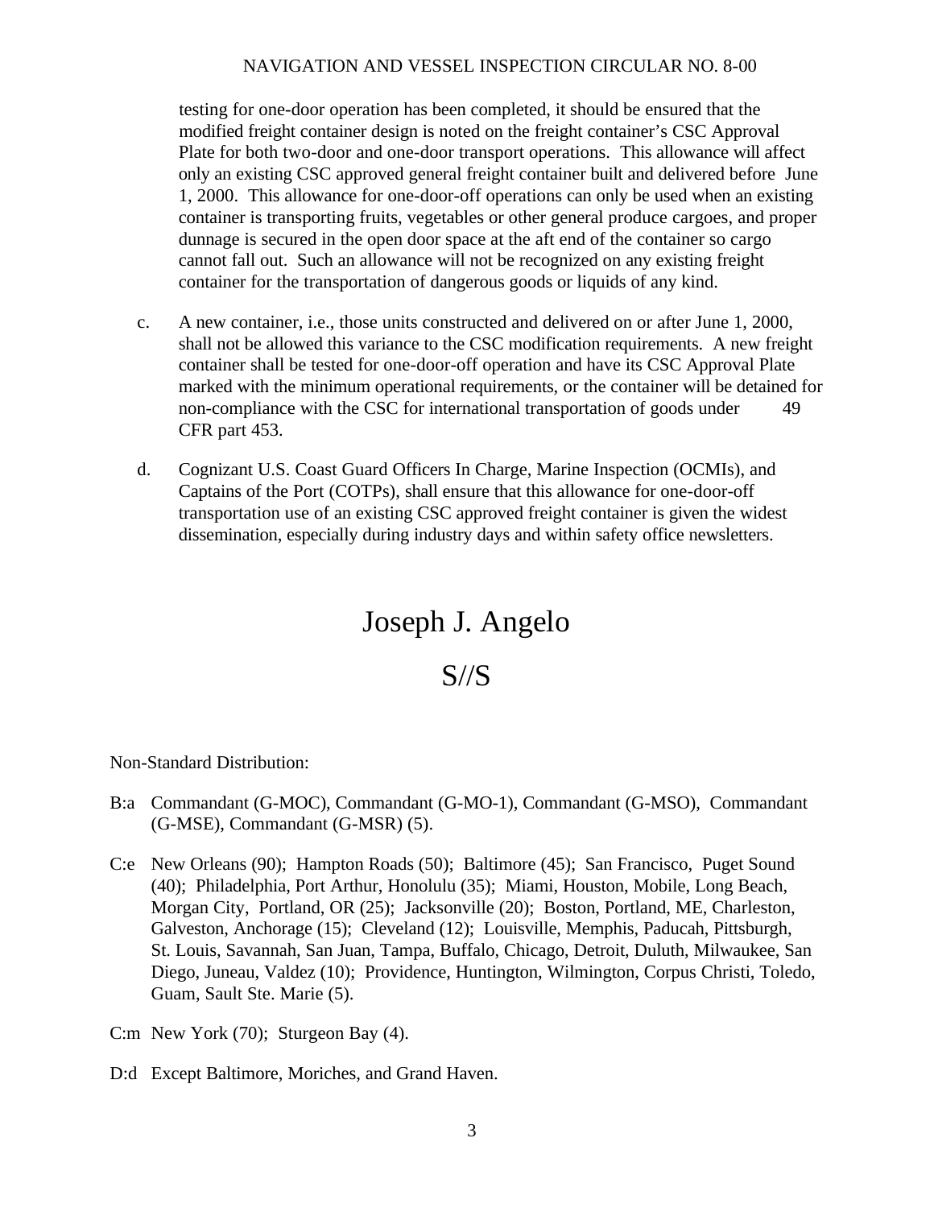testing for one-door operation has been completed, it should be ensured that the modified freight container design is noted on the freight container's CSC Approval Plate for both two-door and one-door transport operations. This allowance will affect only an existing CSC approved general freight container built and delivered before June 1, 2000. This allowance for one-door-off operations can only be used when an existing container is transporting fruits, vegetables or other general produce cargoes, and proper dunnage is secured in the open door space at the aft end of the container so cargo cannot fall out. Such an allowance will not be recognized on any existing freight container for the transportation of dangerous goods or liquids of any kind.

c. A new container, i.e., those units constructed and delivered on or after June 1, 2000, shall not be allowed this variance to the CSC modification requirements. A new freight container shall be tested for one-door-off operation and have its CSC Approval Plate marked with the minimum operational requirements, or the container will be detained for non-compliance with the CSC for international transportation of goods under 49 CFR part 453.

d. Cognizant U.S. Coast Guard Officers In Charge, Marine Inspection (OCMIs), and Captains of the Port (COTPs), shall ensure that this allowance for one-door-off transportation use of an existing CSC approved freight container is given the widest dissemination, especially during industry days and within safety office newsletters.

Joseph J. Angelo

S//S

Non-Standard Distribution:

B:a Commandant (G-MOC), Commandant (G-MO-1), Commandant (G-MSO), Commandant (G-MSE), Commandant (G-MSR) (5).

C:e New Orleans (90); Hampton Roads (50); Baltimore (45); San Francisco, Puget Sound (40); Philadelphia, Port Arthur, Honolulu (35); Miami, Houston, Mobile, Long Beach, Morgan City, Portland, OR (25); Jacksonville (20); Boston, Portland, ME, Charleston, Galveston, Anchorage (15); Cleveland (12); Louisville, Memphis, Paducah, Pittsburgh, St. Louis, Savannah, San Juan, Tampa, Buffalo, Chicago, Detroit, Duluth, Milwaukee, San Diego, Juneau, Valdez (10); Providence, Huntington, Wilmington, Corpus Christi, Toledo, Guam, Sault Ste. Marie (5).

C:m New York (70); Sturgeon Bay (4).

D:d Except Baltimore, Moriches, and Grand Haven.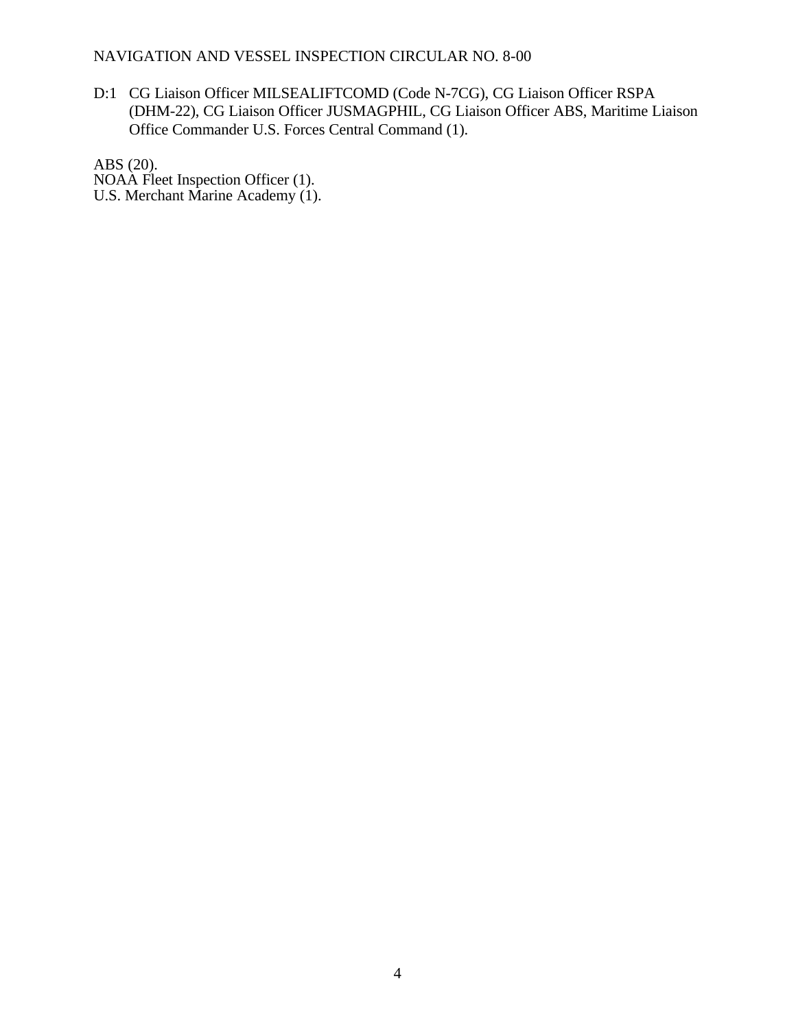D:1 CG Liaison Officer MILSEALIFTCOMD (Code N-7CG), CG Liaison Officer RSPA (DHM-22), CG Liaison Officer JUSMAGPHIL, CG Liaison Officer ABS, Maritime Liaison Office Commander U.S. Forces Central Command (1).

ABS (20).
NOAA Fleet Inspection Officer (1).
U.S. Merchant Marine Academy (1).